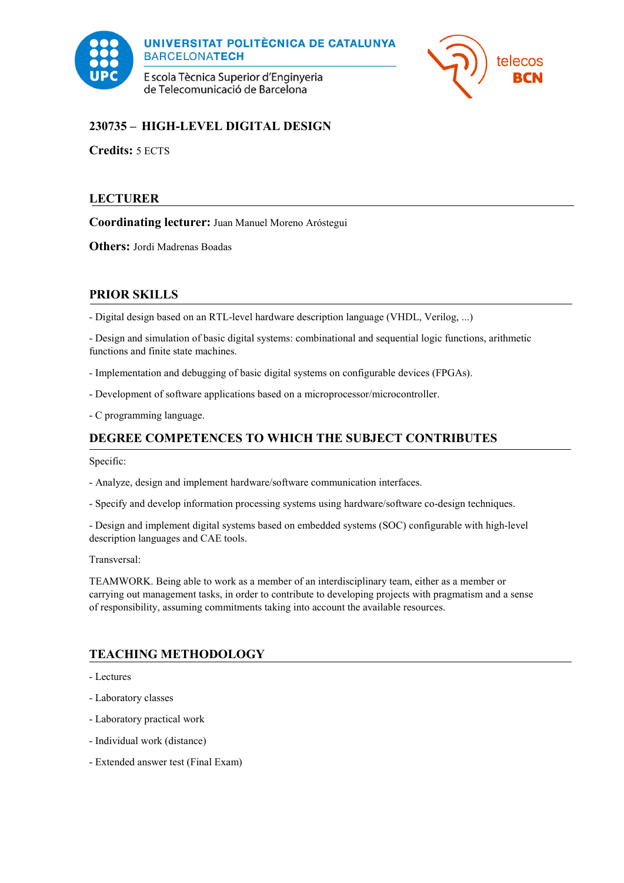UNIVERSITAT POLITÈCNICA DE CATALUNYA
BARCELONATECH
Escola Tècnica Superior d'Enginyeria de Telecomunicació de Barcelona

telecos BCN

# 230735 – HIGH-LEVEL DIGITAL DESIGN

**Credits:** 5 ECTS

## LECTURER

**Coordinating lecturer:** Juan Manuel Moreno Aróstegui

**Others:** Jordi Madrenas Boadas

## PRIOR SKILLS

- Digital design based on an RTL-level hardware description language (VHDL, Verilog, ...)

- Design and simulation of basic digital systems: combinational and sequential logic functions, arithmetic functions and finite state machines.

- Implementation and debugging of basic digital systems on configurable devices (FPGAs).

- Development of software applications based on a microprocessor/microcontroller.

- C programming language.

## DEGREE COMPETENCES TO WHICH THE SUBJECT CONTRIBUTES

Specific:

- Analyze, design and implement hardware/software communication interfaces.

- Specify and develop information processing systems using hardware/software co-design techniques.

- Design and implement digital systems based on embedded systems (SOC) configurable with high-level description languages and CAE tools.

Transversal:

TEAMWORK. Being able to work as a member of an interdisciplinary team, either as a member or carrying out management tasks, in order to contribute to developing projects with pragmatism and a sense of responsibility, assuming commitments taking into account the available resources.

## TEACHING METHODOLOGY

- Lectures

- Laboratory classes

- Laboratory practical work

- Individual work (distance)

- Extended answer test (Final Exam)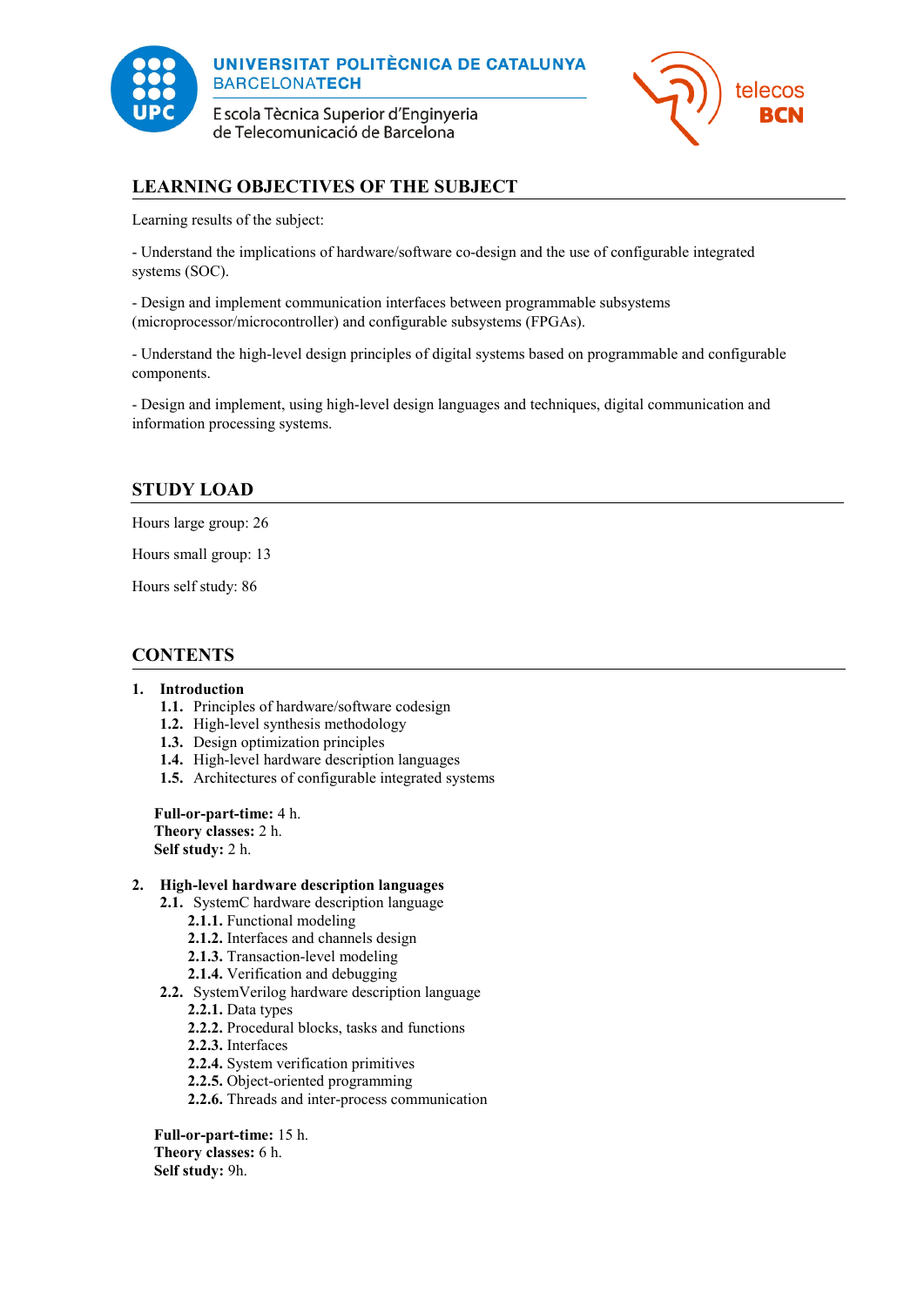## LEARNING OBJECTIVES OF THE SUBJECT

Learning results of the subject:

- Understand the implications of hardware/software co-design and the use of configurable integrated systems (SOC).

- Design and implement communication interfaces between programmable subsystems (microprocessor/microcontroller) and configurable subsystems (FPGAs).

- Understand the high-level design principles of digital systems based on programmable and configurable components.

- Design and implement, using high-level design languages and techniques, digital communication and information processing systems.

## STUDY LOAD

Hours large group: 26

Hours small group: 13

Hours self study: 86

## CONTENTS

1. **Introduction**
   - **1.1.** Principles of hardware/software codesign
   - **1.2.** High-level synthesis methodology
   - **1.3.** Design optimization principles
   - **1.4.** High-level hardware description languages
   - **1.5.** Architectures of configurable integrated systems

   **Full-or-part-time:** 4 h.
   **Theory classes:** 2 h.
   **Self study:** 2 h.

2. **High-level hardware description languages**
   - **2.1.** SystemC hardware description language
     - **2.1.1.** Functional modeling
     - **2.1.2.** Interfaces and channels design
     - **2.1.3.** Transaction-level modeling
     - **2.1.4.** Verification and debugging
   - **2.2.** SystemVerilog hardware description language
     - **2.2.1.** Data types
     - **2.2.2.** Procedural blocks, tasks and functions
     - **2.2.3.** Interfaces
     - **2.2.4.** System verification primitives
     - **2.2.5.** Object-oriented programming
     - **2.2.6.** Threads and inter-process communication

   **Full-or-part-time:** 15 h.
   **Theory classes:** 6 h.
   **Self study:** 9h.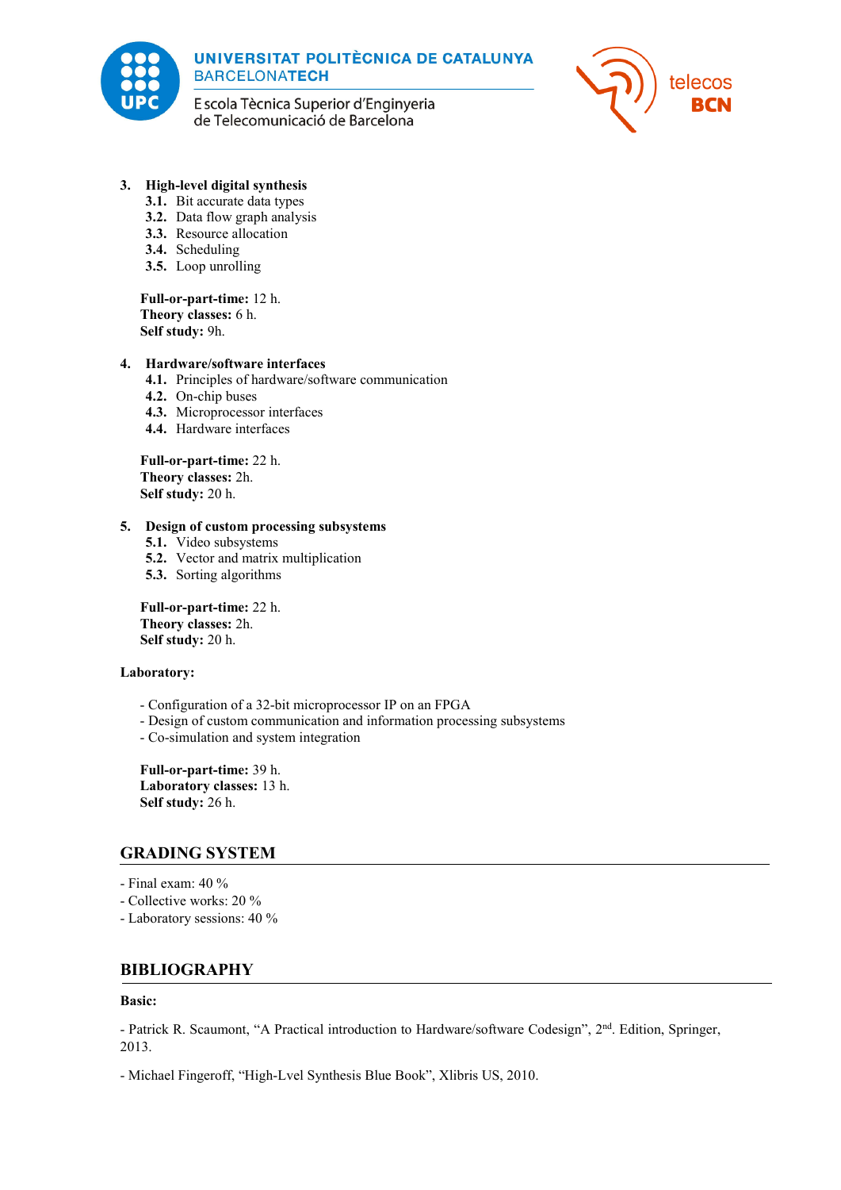3. **High-level digital synthesis**
   - **3.1.** Bit accurate data types
   - **3.2.** Data flow graph analysis
   - **3.3.** Resource allocation
   - **3.4.** Scheduling
   - **3.5.** Loop unrolling

   **Full-or-part-time:** 12 h.
   **Theory classes:** 6 h.
   **Self study:** 9h.

4. **Hardware/software interfaces**
   - **4.1.** Principles of hardware/software communication
   - **4.2.** On-chip buses
   - **4.3.** Microprocessor interfaces
   - **4.4.** Hardware interfaces

   **Full-or-part-time:** 22 h.
   **Theory classes:** 2h.
   **Self study:** 20 h.

5. **Design of custom processing subsystems**
   - **5.1.** Video subsystems
   - **5.2.** Vector and matrix multiplication
   - **5.3.** Sorting algorithms

   **Full-or-part-time:** 22 h.
   **Theory classes:** 2h.
   **Self study:** 20 h.

**Laboratory:**

- Configuration of a 32-bit microprocessor IP on an FPGA
- Design of custom communication and information processing subsystems
- Co-simulation and system integration

**Full-or-part-time:** 39 h.
**Laboratory classes:** 13 h.
**Self study:** 26 h.

## GRADING SYSTEM

- Final exam: 40 %
- Collective works: 20 %
- Laboratory sessions: 40 %

## BIBLIOGRAPHY

**Basic:**

- Patrick R. Scaumont, "A Practical introduction to Hardware/software Codesign", 2nd. Edition, Springer, 2013.

- Michael Fingeroff, "High-Lvel Synthesis Blue Book", Xlibris US, 2010.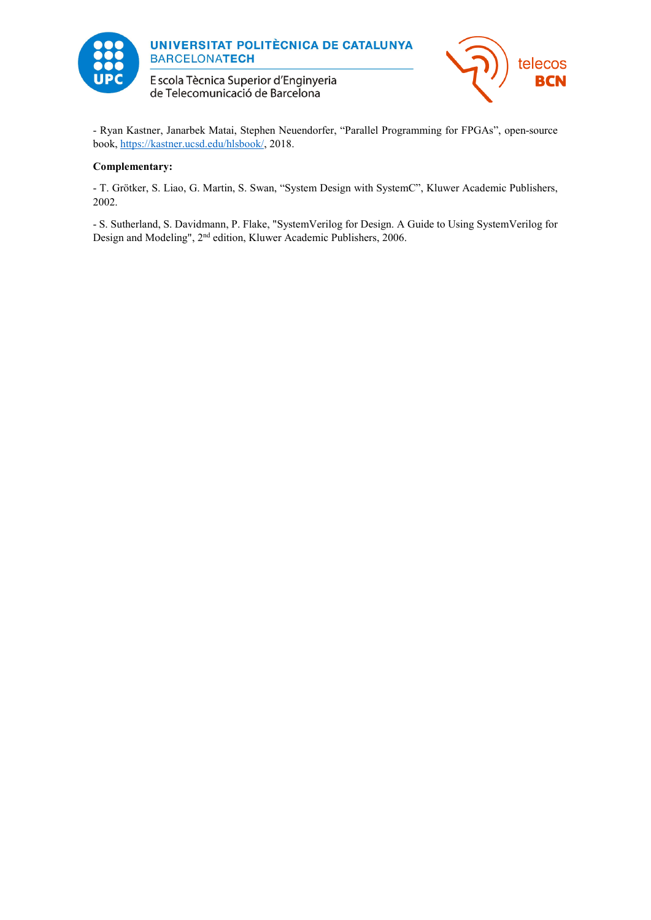- Ryan Kastner, Janarbek Matai, Stephen Neuendorfer, “Parallel Programming for FPGAs”, open-source book, https://kastner.ucsd.edu/hlsbook/, 2018.

**Complementary:**

- T. Grötker, S. Liao, G. Martin, S. Swan, “System Design with SystemC”, Kluwer Academic Publishers, 2002.

- S. Sutherland, S. Davidmann, P. Flake, "SystemVerilog for Design. A Guide to Using SystemVerilog for Design and Modeling", 2nd edition, Kluwer Academic Publishers, 2006.